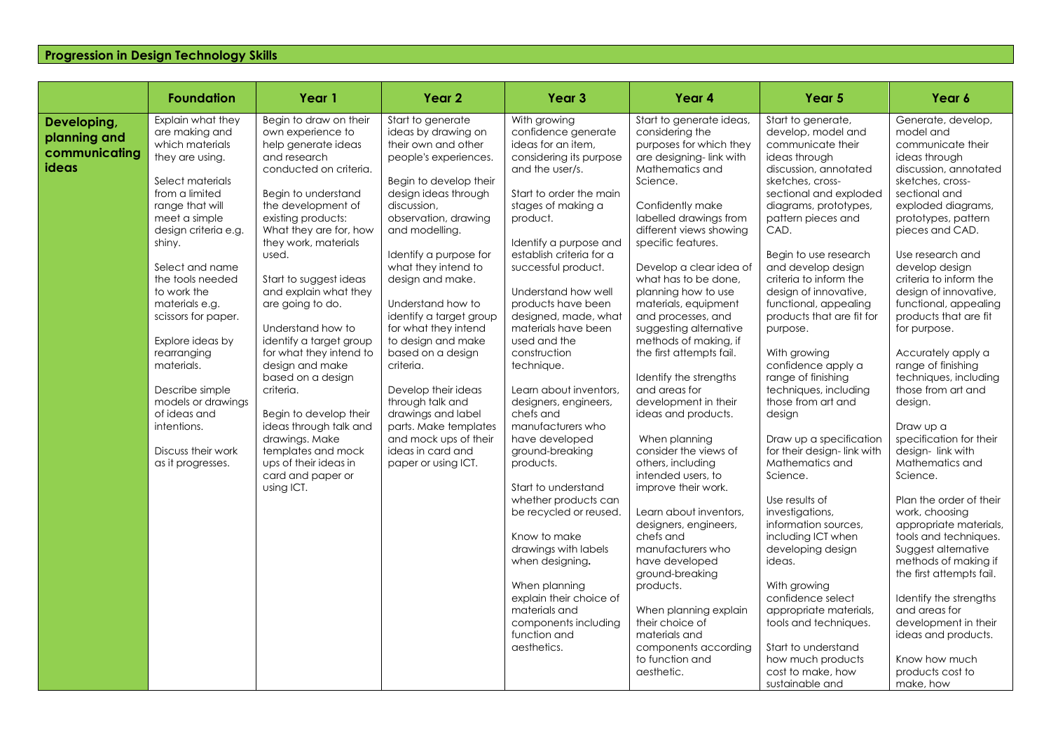## Progression in Design Technology Skills

| | Foundation | Year 1 | Year 2 | Year 3 | Year 4 | Year 5 | Year 6 |
|---|---|---|---|---|---|---|---|
| **Developing, planning and communicating ideas** | Explain what they are making and which materials they are using.<br><br>Select materials from a limited range that will meet a simple design criteria e.g. shiny.<br><br>Select and name the tools needed to work the materials e.g. scissors for paper.<br><br>Explore ideas by rearranging materials.<br><br>Describe simple models or drawings of ideas and intentions.<br><br>Discuss their work as it progresses. | Begin to draw on their own experience to help generate ideas and research conducted on criteria.<br><br>Begin to understand the development of existing products: What they are for, how they work, materials used.<br><br>Start to suggest ideas and explain what they are going to do.<br><br>Understand how to identify a target group for what they intend to design and make based on a design criteria.<br><br>Begin to develop their ideas through talk and drawings. Make templates and mock ups of their ideas in card and paper or using ICT. | Start to generate ideas by drawing on their own and other people's experiences.<br><br>Begin to develop their design ideas through discussion, observation, drawing and modelling.<br><br>Identify a purpose for what they intend to design and make.<br><br>Understand how to identify a target group for what they intend to design and make based on a design criteria.<br><br>Develop their ideas through talk and drawings and label parts. Make templates and mock ups of their ideas in card and paper or using ICT. | With growing confidence generate ideas for an item, considering its purpose and the user/s.<br><br>Start to order the main stages of making a product.<br><br>Identify a purpose and establish criteria for a successful product.<br><br>Understand how well products have been designed, made, what materials have been used and the construction technique.<br><br>Learn about inventors, designers, engineers, chefs and manufacturers who have developed ground-breaking products.<br><br>Start to understand whether products can be recycled or reused.<br><br>Know to make drawings with labels when designing.<br><br>When planning explain their choice of materials and components including function and aesthetics. | Start to generate ideas, considering the purposes for which they are designing- link with Mathematics and Science.<br><br>Confidently make labelled drawings from different views showing specific features.<br><br>Develop a clear idea of what has to be done, planning how to use materials, equipment and processes, and suggesting alternative methods of making, if the first attempts fail.<br><br>Identify the strengths and areas for development in their ideas and products.<br><br>When planning consider the views of others, including intended users, to improve their work.<br><br>Learn about inventors, designers, engineers, chefs and manufacturers who have developed ground-breaking products.<br><br>When planning explain their choice of materials and components according to function and aesthetic. | Start to generate, develop, model and communicate their ideas through discussion, annotated sketches, cross-sectional and exploded diagrams, prototypes, pattern pieces and CAD.<br><br>Begin to use research and develop design criteria to inform the design of innovative, functional, appealing products that are fit for purpose.<br><br>With growing confidence apply a range of finishing techniques, including those from art and design<br><br>Draw up a specification for their design- link with Mathematics and Science.<br><br>Use results of investigations, information sources, including ICT when developing design ideas.<br><br>With growing confidence select appropriate materials, tools and techniques.<br><br>Start to understand how much products cost to make, how sustainable and | Generate, develop, model and communicate their ideas through discussion, annotated sketches, cross-sectional and exploded diagrams, prototypes, pattern pieces and CAD.<br><br>Use research and develop design criteria to inform the design of innovative, functional, appealing products that are fit for purpose.<br><br>Accurately apply a range of finishing techniques, including those from art and design.<br><br>Draw up a specification for their design- link with Mathematics and Science.<br><br>Plan the order of their work, choosing appropriate materials, tools and techniques. Suggest alternative methods of making if the first attempts fail.<br><br>Identify the strengths and areas for development in their ideas and products.<br><br>Know how much products cost to make, how |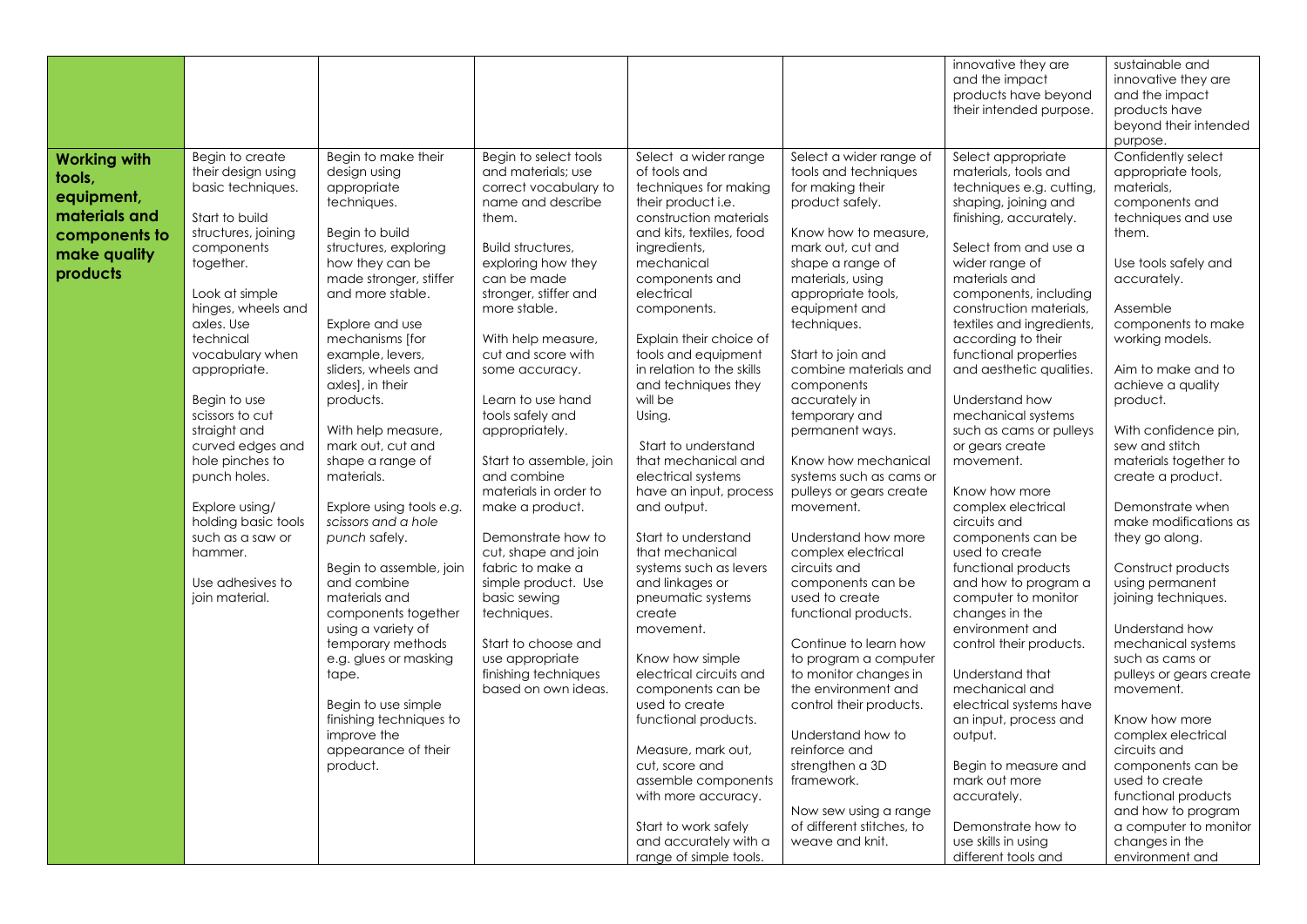| | | | | | | | |
|---|---|---|---|---|---|---|---|
| | | | | | | innovative they are and the impact products have beyond their intended purpose. | sustainable and innovative they are and the impact products have beyond their intended purpose. |
| **Working with tools, equipment, materials and components to make quality products** | Begin to create their design using basic techniques.<br><br>Start to build structures, joining components together.<br><br>Look at simple hinges, wheels and axles. Use technical vocabulary when appropriate.<br><br>Begin to use scissors to cut straight and curved edges and hole pinches to punch holes.<br><br>Explore using/ holding basic tools such as a saw or hammer.<br><br>Use adhesives to join material. | Begin to make their design using appropriate techniques.<br><br>Begin to build structures, exploring how they can be made stronger, stiffer and more stable.<br><br>Explore and use mechanisms [for example, levers, sliders, wheels and axles], in their products.<br><br>With help measure, mark out, cut and shape a range of materials.<br><br>Explore using tools *e.g. scissors and a hole punch* safely.<br><br>Begin to assemble, join and combine materials and components together using a variety of temporary methods e.g. glues or masking tape.<br><br>Begin to use simple finishing techniques to improve the appearance of their product. | Begin to select tools and materials; use correct vocabulary to name and describe them.<br><br>Build structures, exploring how they can be made stronger, stiffer and more stable.<br><br>With help measure, cut and score with some accuracy.<br><br>Learn to use hand tools safely and appropriately.<br><br>Start to assemble, join and combine materials in order to make a product.<br><br>Demonstrate how to cut, shape and join fabric to make a simple product. Use basic sewing techniques.<br><br>Start to choose and use appropriate finishing techniques based on own ideas. | Select a wider range of tools and techniques for making their product i.e. construction materials and kits, textiles, food ingredients, mechanical components and electrical components.<br><br>Explain their choice of tools and equipment in relation to the skills and techniques they will be Using.<br><br>Start to understand that mechanical and electrical systems have an input, process and output.<br><br>Start to understand that mechanical systems such as levers and linkages or pneumatic systems create movement.<br><br>Know how simple electrical circuits and components can be used to create functional products.<br><br>Measure, mark out, cut, score and assemble components with more accuracy.<br><br>Start to work safely and accurately with a range of simple tools. | Select a wider range of tools and techniques for making their product safely.<br><br>Know how to measure, mark out, cut and shape a range of materials, using appropriate tools, equipment and techniques.<br><br>Start to join and combine materials and components accurately in temporary and permanent ways.<br><br>Know how mechanical systems such as cams or pulleys or gears create movement.<br><br>Understand how more complex electrical circuits and components can be used to create functional products.<br><br>Continue to learn how to program a computer to monitor changes in the environment and control their products.<br><br>Understand how to reinforce and strengthen a 3D framework.<br><br>Now sew using a range of different stitches, to weave and knit. | Select appropriate materials, tools and techniques e.g. cutting, shaping, joining and finishing, accurately.<br><br>Select from and use a wider range of materials and components, including construction materials, textiles and ingredients, according to their functional properties and aesthetic qualities.<br><br>Understand how mechanical systems such as cams or pulleys or gears create movement.<br><br>Know how more complex electrical circuits and components can be used to create functional products and how to program a computer to monitor changes in the environment and control their products.<br><br>Understand that mechanical and electrical systems have an input, process and output.<br><br>Begin to measure and mark out more accurately.<br><br>Demonstrate how to use skills in using different tools and | Confidently select appropriate tools, materials, components and techniques and use them.<br><br>Use tools safely and accurately.<br><br>Assemble components to make working models.<br><br>Aim to make and to achieve a quality product.<br><br>With confidence pin, sew and stitch materials together to create a product.<br><br>Demonstrate when make modifications as they go along.<br><br>Construct products using permanent joining techniques.<br><br>Understand how mechanical systems such as cams or pulleys or gears create movement.<br><br>Know how more complex electrical circuits and components can be used to create functional products and how to program a computer to monitor changes in the environment and |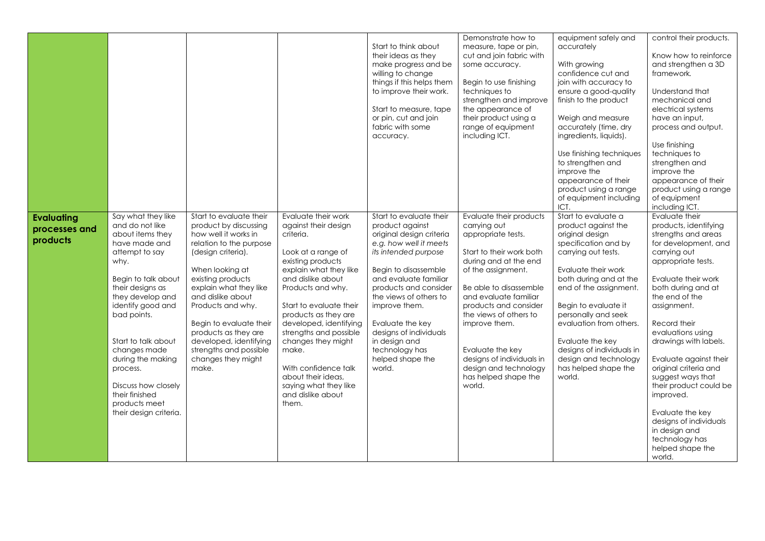| | | | | | | | |
|---|---|---|---|---|---|---|---|
| | | | | Start to think about their ideas as they make progress and be willing to change things if this helps them to improve their work.<br><br>Start to measure, tape or pin, cut and join fabric with some accuracy. | Demonstrate how to measure, tape or pin, cut and join fabric with some accuracy.<br><br>Begin to use finishing techniques to strengthen and improve the appearance of their product using a range of equipment including ICT. | equipment safely and accurately<br><br>With growing confidence cut and join with accuracy to ensure a good-quality finish to the product<br><br>Weigh and measure accurately (time, dry ingredients, liquids).<br><br>Use finishing techniques to strengthen and improve the appearance of their product using a range of equipment including ICT. | control their products.<br><br>Know how to reinforce and strengthen a 3D framework.<br><br>Understand that mechanical and electrical systems have an input, process and output.<br><br>Use finishing techniques to strengthen and improve the appearance of their product using a range of equipment including ICT. |
| **Evaluating processes and products** | Say what they like and do not like about items they have made and attempt to say why.<br><br>Begin to talk about their designs as they develop and identify good and bad points.<br><br>Start to talk about changes made during the making process.<br><br>Discuss how closely their finished products meet their design criteria. | Start to evaluate their product by discussing how well it works in relation to the purpose (design criteria).<br><br>When looking at existing products explain what they like and dislike about Products and why.<br><br>Begin to evaluate their products as they are developed, identifying strengths and possible changes they might make. | Evaluate their work against their design criteria.<br><br>Look at a range of existing products explain what they like and dislike about Products and why.<br><br>Start to evaluate their products as they are developed, identifying strengths and possible changes they might make.<br><br>With confidence talk about their ideas, saying what they like and dislike about them. | Start to evaluate their product against original design criteria *e.g. how well it meets its intended purpose*<br><br>Begin to disassemble and evaluate familiar products and consider the views of others to improve them.<br><br>Evaluate the key designs of individuals in design and technology has helped shape the world. | Evaluate their products carrying out appropriate tests.<br><br>Start to their work both during and at the end of the assignment.<br><br>Be able to disassemble and evaluate familiar products and consider the views of others to improve them.<br><br>Evaluate the key designs of individuals in design and technology has helped shape the world. | Start to evaluate a product against the original design specification and by carrying out tests.<br><br>Evaluate their work both during and at the end of the assignment.<br><br>Begin to evaluate it personally and seek evaluation from others.<br><br>Evaluate the key designs of individuals in design and technology has helped shape the world. | Evaluate their products, identifying strengths and areas for development, and carrying out appropriate tests.<br><br>Evaluate their work both during and at the end of the assignment.<br><br>Record their evaluations using drawings with labels.<br><br>Evaluate against their original criteria and suggest ways that their product could be improved.<br><br>Evaluate the key designs of individuals in design and technology has helped shape the world. |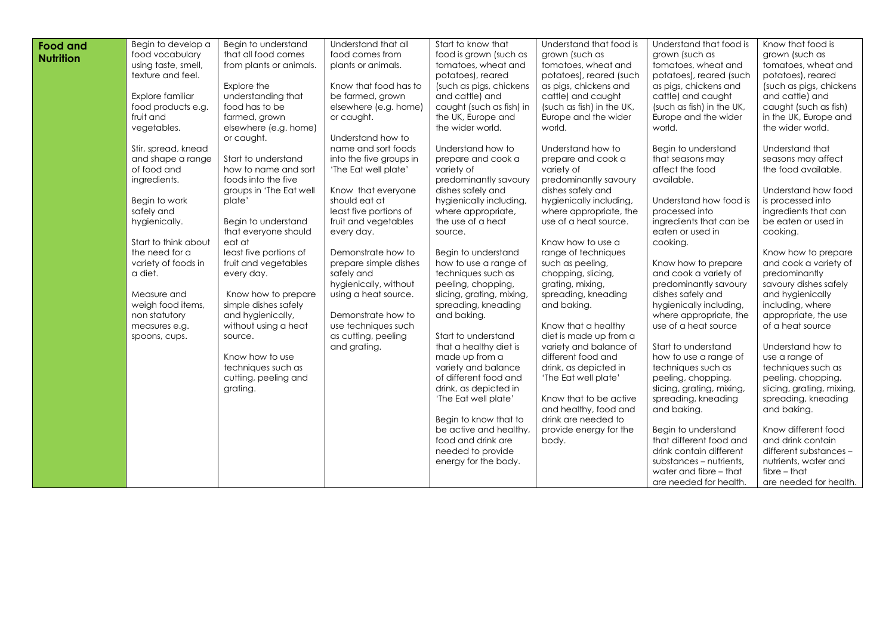| | | | | | | | |
|---|---|---|---|---|---|---|---|
| **Food and Nutrition** | Begin to develop a food vocabulary using taste, smell, texture and feel.<br><br>Explore familiar food products e.g. fruit and vegetables.<br><br>Stir, spread, knead and shape a range of food and ingredients.<br><br>Begin to work safely and hygienically.<br><br>Start to think about the need for a variety of foods in a diet.<br><br>Measure and weigh food items, non statutory measures e.g. spoons, cups. | Begin to understand that all food comes from plants or animals.<br><br>Explore the understanding that food has to be farmed, grown elsewhere (e.g. home) or caught.<br><br>Start to understand how to name and sort foods into the five groups in 'The Eat well plate'<br><br>Begin to understand that everyone should eat at least five portions of fruit and vegetables every day.<br><br>Know how to prepare simple dishes safely and hygienically, without using a heat source.<br><br>Know how to use techniques such as cutting, peeling and grating. | Understand that all food comes from plants or animals.<br><br>Know that food has to be farmed, grown elsewhere (e.g. home) or caught.<br><br>Understand how to name and sort foods into the five groups in 'The Eat well plate'<br><br>Know that everyone should eat at least five portions of fruit and vegetables every day.<br><br>Demonstrate how to prepare simple dishes safely and hygienically, without using a heat source.<br><br>Demonstrate how to use techniques such as cutting, peeling and grating. | Start to know that food is grown (such as tomatoes, wheat and potatoes), reared (such as pigs, chickens and cattle) and caught (such as fish) in the UK, Europe and the wider world.<br><br>Understand how to prepare and cook a variety of predominantly savoury dishes safely and hygienically including, where appropriate, the use of a heat source.<br><br>Begin to understand how to use a range of techniques such as peeling, chopping, slicing, grating, mixing, spreading, kneading and baking.<br><br>Start to understand that a healthy diet is made up from a variety and balance of different food and drink, as depicted in 'The Eat well plate'<br><br>Begin to know that to be active and healthy, food and drink are needed to provide energy for the body. | Understand that food is grown (such as tomatoes, wheat and potatoes), reared (such as pigs, chickens and cattle) and caught (such as fish) in the UK, Europe and the wider world.<br><br>Understand how to prepare and cook a variety of predominantly savoury dishes safely and hygienically including, where appropriate, the use of a heat source.<br><br>Know how to use a range of techniques such as peeling, chopping, slicing, grating, mixing, spreading, kneading and baking.<br><br>Know that a healthy diet is made up from a variety and balance of different food and drink, as depicted in 'The Eat well plate'<br><br>Know that to be active and healthy, food and drink are needed to provide energy for the body. | Understand that food is grown (such as tomatoes, wheat and potatoes), reared (such as pigs, chickens and cattle) and caught (such as fish) in the UK, Europe and the wider world.<br><br>Begin to understand that seasons may affect the food available.<br><br>Understand how food is processed into ingredients that can be eaten or used in cooking.<br><br>Know how to prepare and cook a variety of predominantly savoury dishes safely and hygienically including, where appropriate, the use of a heat source<br><br>Start to understand how to use a range of techniques such as peeling, chopping, slicing, grating, mixing, spreading, kneading and baking.<br><br>Begin to understand that different food and drink contain different substances – nutrients, water and fibre – that are needed for health. | Know that food is grown (such as tomatoes, wheat and potatoes), reared (such as pigs, chickens and cattle) and caught (such as fish) in the UK, Europe and the wider world.<br><br>Understand that seasons may affect the food available.<br><br>Understand how food is processed into ingredients that can be eaten or used in cooking.<br><br>Know how to prepare and cook a variety of predominantly savoury dishes safely and hygienically including, where appropriate, the use of a heat source<br><br>Understand how to use a range of techniques such as peeling, chopping, slicing, grating, mixing, spreading, kneading and baking.<br><br>Know different food and drink contain different substances – nutrients, water and fibre – that are needed for health. |